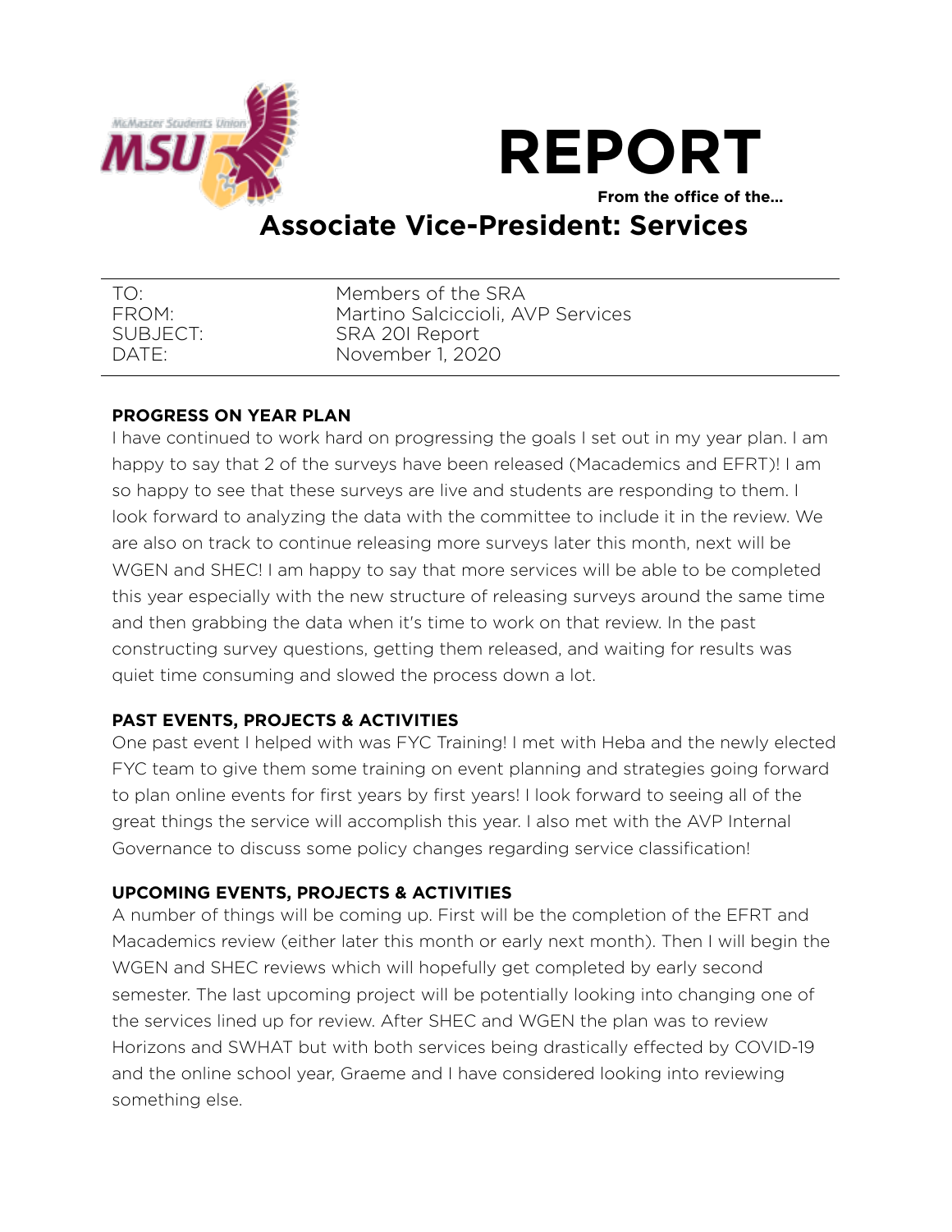# REPORT

**From the office of the…**

## Associate Vice-President: Services

| | |
|---|---|
| TO: | Members of the SRA |
| FROM: | Martino Salciccioli, AVP Services |
| SUBJECT: | SRA 20I Report |
| DATE: | November 1, 2020 |

**PROGRESS ON YEAR PLAN**

I have continued to work hard on progressing the goals I set out in my year plan. I am happy to say that 2 of the surveys have been released (Macademics and EFRT)! I am so happy to see that these surveys are live and students are responding to them. I look forward to analyzing the data with the committee to include it in the review. We are also on track to continue releasing more surveys later this month, next will be WGEN and SHEC! I am happy to say that more services will be able to be completed this year especially with the new structure of releasing surveys around the same time and then grabbing the data when it's time to work on that review. In the past constructing survey questions, getting them released, and waiting for results was quiet time consuming and slowed the process down a lot.

**PAST EVENTS, PROJECTS & ACTIVITIES**

One past event I helped with was FYC Training! I met with Heba and the newly elected FYC team to give them some training on event planning and strategies going forward to plan online events for first years by first years! I look forward to seeing all of the great things the service will accomplish this year. I also met with the AVP Internal Governance to discuss some policy changes regarding service classification!

**UPCOMING EVENTS, PROJECTS & ACTIVITIES**

A number of things will be coming up. First will be the completion of the EFRT and Macademics review (either later this month or early next month). Then I will begin the WGEN and SHEC reviews which will hopefully get completed by early second semester. The last upcoming project will be potentially looking into changing one of the services lined up for review. After SHEC and WGEN the plan was to review Horizons and SWHAT but with both services being drastically effected by COVID-19 and the online school year, Graeme and I have considered looking into reviewing something else.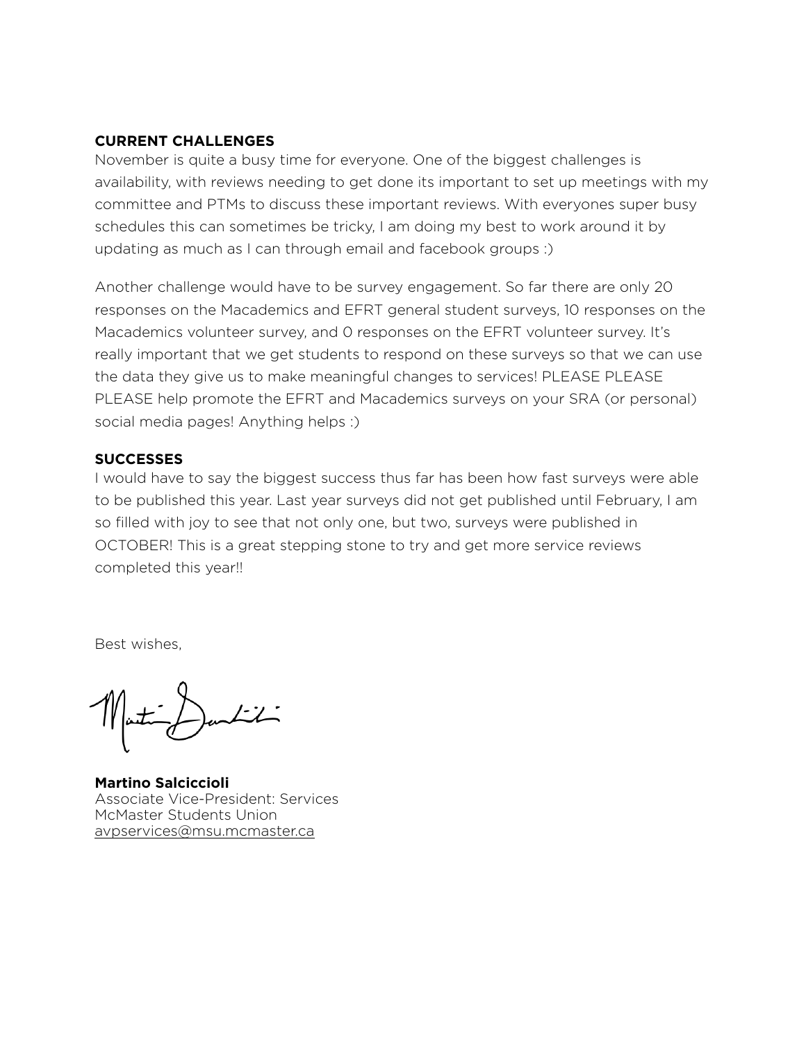**CURRENT CHALLENGES**

November is quite a busy time for everyone. One of the biggest challenges is availability, with reviews needing to get done its important to set up meetings with my committee and PTMs to discuss these important reviews. With everyones super busy schedules this can sometimes be tricky, I am doing my best to work around it by updating as much as I can through email and facebook groups :)

Another challenge would have to be survey engagement. So far there are only 20 responses on the Macademics and EFRT general student surveys, 10 responses on the Macademics volunteer survey, and 0 responses on the EFRT volunteer survey. It's really important that we get students to respond on these surveys so that we can use the data they give us to make meaningful changes to services! PLEASE PLEASE PLEASE help promote the EFRT and Macademics surveys on your SRA (or personal) social media pages! Anything helps :)

**SUCCESSES**

I would have to say the biggest success thus far has been how fast surveys were able to be published this year. Last year surveys did not get published until February, I am so filled with joy to see that not only one, but two, surveys were published in OCTOBER! This is a great stepping stone to try and get more service reviews completed this year!!

Best wishes,

**Martino Salciccioli**
Associate Vice-President: Services
McMaster Students Union
avpservices@msu.mcmaster.ca